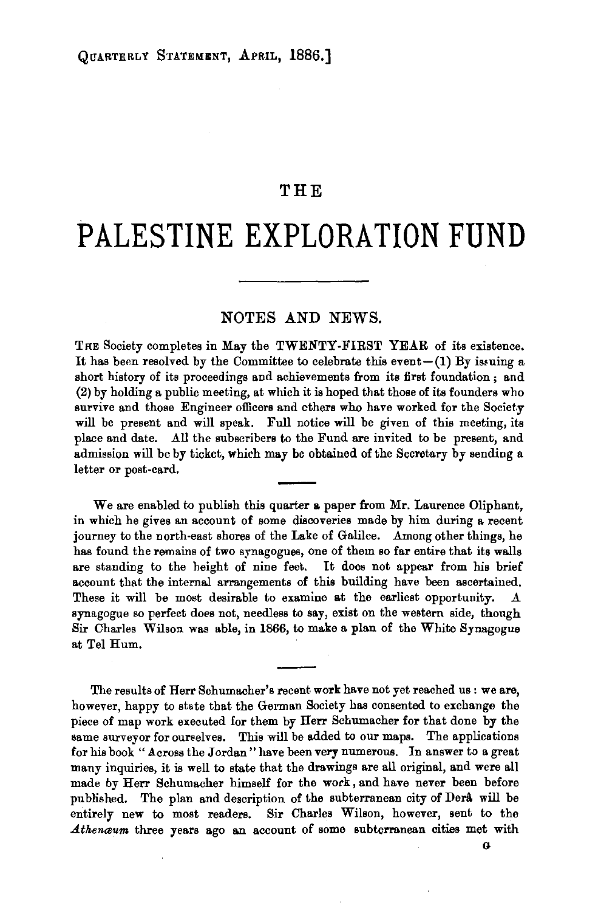# THE

# PALESTINE EXPLORATION FUND

## NOTES AND NEWS.

THE Society completes in May the TWENTY-FIRST YEAR of its existence. It has been resolved by the Committee to celebrate this event—(1) By issuing a short history of its proceedings and achievements from its first foundation; and (2) by holding a public meeting, at which it is hoped that those of its founders who survive and those Engineer officers and others who have worked for the Society will be present and will speak. Full notice will be given of this meeting, its place and date. All the subscribers to the Fund are invited to be present, and admission will be by ticket, which may be obtained of the Secretary by sending a letter or post-card.

We are enabled to publish this quarter a paper from Mr. Laurence Oliphant, in which he gives an account of some discoveries made by him during a recent journey to the north-east shores of the Lake of Galilee. Among other things, he has found the remains of two synagogues, one of them so far entire that its walls are standing to the height of nine feet. It does not appear from his brief account that the internal arrangements of this building have been ascertained. These it will be most desirable to examine at the earliest opportunity. A synagogue so perfect does not, needless to say, exist on the western side, though Sir Charles Wilson was able, in 1866, to make a plan of the White Synagogue at Tel Hum.

The results of Herr Schumacher's recent work have not yet reached us: we are, however, happy to state that the German Society has consented to exchange the piece of map work executed for them by Herr Schumacher for that done by the same surveyor for ourselves. This will be added to our maps. The applications for his book "Across the Jordan" have been very numerous. In answer to a great many inquiries, it is well to state that the drawings are all original, and were all made by Herr Schumacher himself for the work, and have never been before published. The plan and description of the subterranean city of Derâ will be entirely new to most readers. Sir Charles Wilson, however, sent to the *Athenæum* three years ago an account of some subterranean cities met with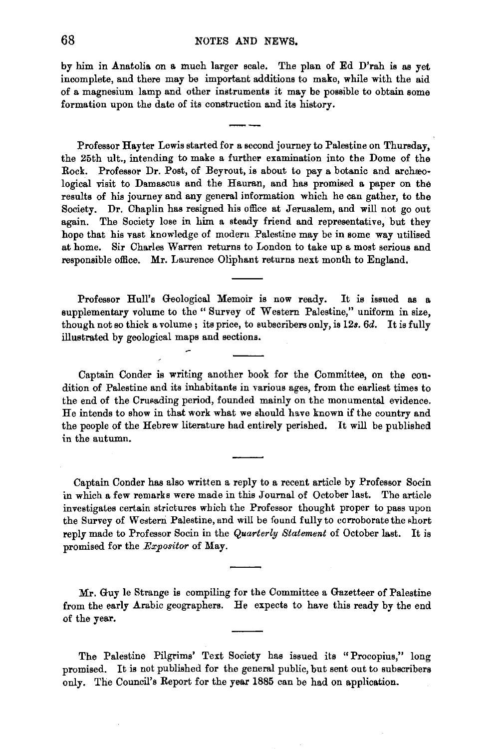by him in Anatolia on a much larger scale. The plan of Ed D'rah is as yet incomplete, and there may be important additions to make, while with the aid of a magnesium lamp and other instruments it may be possible to obtain some formation upon the date of its construction and its history.

---

Professor Hayter Lewis started for a second journey to Palestine on Thursday, the 25th ult., intending to make a further examination into the Dome of the Rock. Professor Dr. Post, of Beyrout, is about to pay a botanic and archæological visit to Damascus and the Hauran, and has promised a paper on the results of his journey and any general information which he can gather, to the Society. Dr. Chaplin has resigned his office at Jerusalem, and will not go out again. The Society lose in him a steady friend and representative, but they hope that his vast knowledge of modern Palestine may be in some way utilised at home. Sir Charles Warren returns to London to take up a most serious and responsible office. Mr. Laurence Oliphant returns next month to England.

---

Professor Hull's Geological Memoir is now ready. It is issued as a supplementary volume to the "Survey of Western Palestine," uniform in size, though not so thick a volume; its price, to subscribers only, is 12*s*. 6*d*. It is fully illustrated by geological maps and sections.

---

Captain Conder is writing another book for the Committee, on the condition of Palestine and its inhabitants in various ages, from the earliest times to the end of the Crusading period, founded mainly on the monumental evidence. He intends to show in that work what we should have known if the country and the people of the Hebrew literature had entirely perished. It will be published in the autumn.

---

Captain Conder has also written a reply to a recent article by Professor Socin in which a few remarks were made in this Journal of October last. The article investigates certain strictures which the Professor thought proper to pass upon the Survey of Western Palestine, and will be found fully to corroborate the short reply made to Professor Socin in the *Quarterly Statement* of October last. It is promised for the *Expositor* of May.

---

Mr. Guy le Strange is compiling for the Committee a Gazetteer of Palestine from the early Arabic geographers. He expects to have this ready by the end of the year.

---

The Palestine Pilgrims' Text Society has issued its "Procopius," long promised. It is not published for the general public, but sent out to subscribers only. The Council's Report for the year 1885 can be had on application.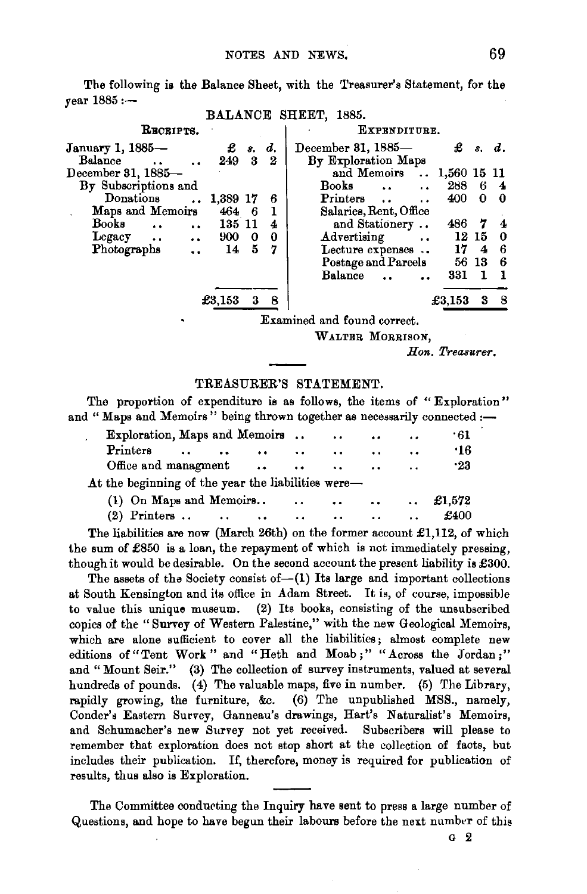The following is the Balance Sheet, with the Treasurer's Statement, for the year 1885:—

BALANCE SHEET, 1885.

| RECEIPTS. | £ | s. | d. | EXPENDITURE. | £ | s. | d. |
|---|---|---|---|---|---|---|---|
| January 1, 1885— | | | | December 31, 1885— | | | |
| Balance .. .. | 249 | 3 | 2 | By Exploration Maps and Memoirs .. | 1,560 | 15 | 11 |
| December 31, 1885— | | | | Books .. .. | 288 | 6 | 4 |
| By Subscriptions and Donations .. | 1,389 | 17 | 6 | Printers .. .. | 400 | 0 | 0 |
| Maps and Memoirs | 464 | 6 | 1 | Salaries, Rent, Office and Stationery .. | 486 | 7 | 4 |
| Books .. .. | 135 | 11 | 4 | Advertising .. | 12 | 15 | 0 |
| Legacy .. .. | 900 | 0 | 0 | Lecture expenses .. | 17 | 4 | 6 |
| Photographs .. | 14 | 5 | 7 | Postage and Parcels | 56 | 13 | 6 |
| | | | | Balance .. .. | 331 | 1 | 1 |
| | £3,153 | 3 | 8 | | £3,153 | 3 | 8 |

Examined and found correct.

WALTER MORRISON,
*Hon. Treasurer.*

## TREASURER'S STATEMENT.

The proportion of expenditure is as follows, the items of "Exploration" and "Maps and Memoirs" being thrown together as necessarily connected:—

| | |
|---|---|
| Exploration, Maps and Memoirs .. | ·61 |
| Printers .. | ·16 |
| Office and managment .. | ·23 |

At the beginning of the year the liabilities were—

| | |
|---|---|
| (1) On Maps and Memoirs.. | £1,572 |
| (2) Printers .. | £400 |

The liabilities are now (March 26th) on the former account £1,112, of which the sum of £850 is a loan, the repayment of which is not immediately pressing, though it would be desirable. On the second account the present liability is £300.

The assets of the Society consist of—(1) Its large and important collections at South Kensington and its office in Adam Street. It is, of course, impossible to value this unique museum. (2) Its books, consisting of the unsubscribed copies of the "Survey of Western Palestine," with the new Geological Memoirs, which are alone sufficient to cover all the liabilities; almost complete new editions of "Tent Work" and "Heth and Moab;" "Across the Jordan;" and "Mount Seir." (3) The collection of survey instruments, valued at several hundreds of pounds. (4) The valuable maps, five in number. (5) The Library, rapidly growing, the furniture, &c. (6) The unpublished MSS., namely, Conder's Eastern Survey, Ganneau's drawings, Hart's Naturalist's Memoirs, and Schumacher's new Survey not yet received. Subscribers will please to remember that exploration does not stop short at the collection of facts, but includes their publication. If, therefore, money is required for publication of results, thus also is Exploration.

---

The Committee conducting the Inquiry have sent to press a large number of Questions, and hope to have begun their labours before the next number of this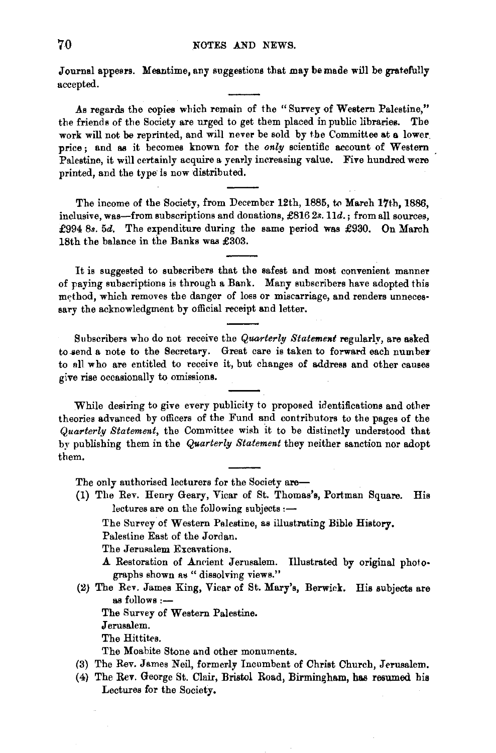Journal appears. Meantime, any suggestions that may be made will be gratefully accepted.

As regards the copies which remain of the "Survey of Western Palestine," the friends of the Society are urged to get them placed in public libraries. The work will not be reprinted, and will never be sold by the Committee at a lower price; and as it becomes known for the *only* scientific account of Western Palestine, it will certainly acquire a yearly increasing value. Five hundred were printed, and the type is now distributed.

The income of the Society, from December 12th, 1885, to March 17th, 1886, inclusive, was—from subscriptions and donations, £816 2*s.* 11*d.*; from all sources, £994 8*s.* 5*d.* The expenditure during the same period was £930. On March 18th the balance in the Banks was £303.

It is suggested to subscribers that the safest and most convenient manner of paying subscriptions is through a Bank. Many subscribers have adopted this method, which removes the danger of loss or miscarriage, and renders unnecessary the acknowledgment by official receipt and letter.

Subscribers who do not receive the *Quarterly Statement* regularly, are asked to send a note to the Secretary. Great care is taken to forward each number to all who are entitled to receive it, but changes of address and other causes give rise occasionally to omissions.

While desiring to give every publicity to proposed identifications and other theories advanced by officers of the Fund and contributors to the pages of the *Quarterly Statement*, the Committee wish it to be distinctly understood that by publishing them in the *Quarterly Statement* they neither sanction nor adopt them.

The only authorised lecturers for the Society are—

(1) The Rev. Henry Geary, Vicar of St. Thomas's, Portman Square. His lectures are on the following subjects :—

 The Survey of Western Palestine, as illustrating Bible History.
 Palestine East of the Jordan.
 The Jerusalem Excavations.
 A Restoration of Ancient Jerusalem. Illustrated by original photographs shown as "dissolving views."

(2) The Rev. James King, Vicar of St. Mary's, Berwick. His subjects are as follows :—

 The Survey of Western Palestine.
 Jerusalem.
 The Hittites.
 The Moabite Stone and other monuments.

(3) The Rev. James Neil, formerly Incumbent of Christ Church, Jerusalem.

(4) The Rev. George St. Clair, Bristol Road, Birmingham, has resumed his Lectures for the Society.